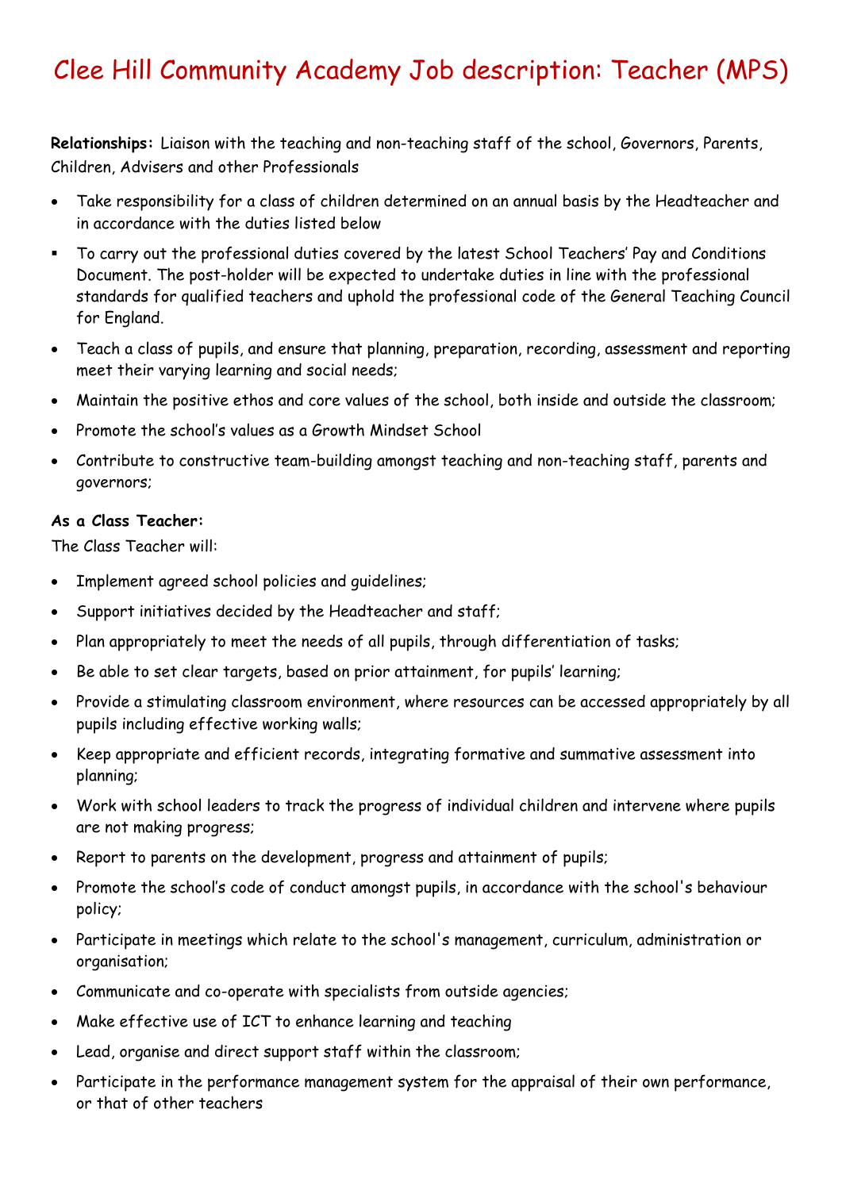# Clee Hill Community Academy Job description: Teacher (MPS)

**Relationships:** Liaison with the teaching and non-teaching staff of the school, Governors, Parents, Children, Advisers and other Professionals

- Take responsibility for a class of children determined on an annual basis by the Headteacher and in accordance with the duties listed below
- To carry out the professional duties covered by the latest School Teachers' Pay and Conditions Document. The post-holder will be expected to undertake duties in line with the professional standards for qualified teachers and uphold the professional code of the General Teaching Council for England.
- Teach a class of pupils, and ensure that planning, preparation, recording, assessment and reporting meet their varying learning and social needs;
- Maintain the positive ethos and core values of the school, both inside and outside the classroom;
- Promote the school's values as a Growth Mindset School
- Contribute to constructive team-building amongst teaching and non-teaching staff, parents and governors;

**As a Class Teacher:**

The Class Teacher will:

- Implement agreed school policies and guidelines;
- Support initiatives decided by the Headteacher and staff;
- Plan appropriately to meet the needs of all pupils, through differentiation of tasks;
- Be able to set clear targets, based on prior attainment, for pupils' learning;
- Provide a stimulating classroom environment, where resources can be accessed appropriately by all pupils including effective working walls;
- Keep appropriate and efficient records, integrating formative and summative assessment into planning;
- Work with school leaders to track the progress of individual children and intervene where pupils are not making progress;
- Report to parents on the development, progress and attainment of pupils;
- Promote the school's code of conduct amongst pupils, in accordance with the school's behaviour policy;
- Participate in meetings which relate to the school's management, curriculum, administration or organisation;
- Communicate and co-operate with specialists from outside agencies;
- Make effective use of ICT to enhance learning and teaching
- Lead, organise and direct support staff within the classroom;
- Participate in the performance management system for the appraisal of their own performance, or that of other teachers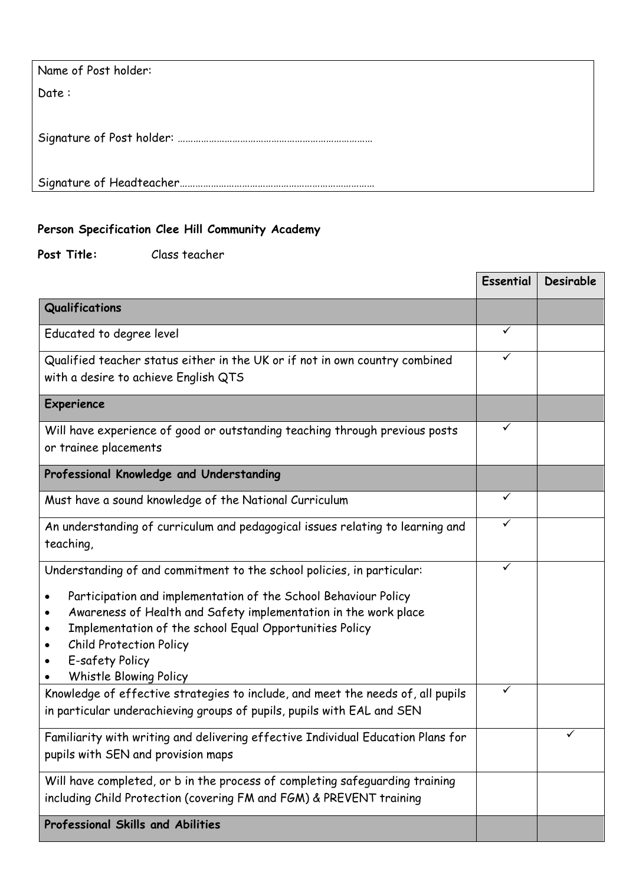| Name of Post holder: |
|---|
| Date : |
| Signature of Post holder: ………………………………………………………………… |
| Signature of Headteacher………………………………………………………………… |

**Person Specification Clee Hill Community Academy**

**Post Title:** Class teacher

| | Essential | Desirable |
|---|---|---|
| **Qualifications** | | |
| Educated to degree level | ✓ | |
| Qualified teacher status either in the UK or if not in own country combined with a desire to achieve English QTS | ✓ | |
| **Experience** | | |
| Will have experience of good or outstanding teaching through previous posts or trainee placements | ✓ | |
| **Professional Knowledge and Understanding** | | |
| Must have a sound knowledge of the National Curriculum | ✓ | |
| An understanding of curriculum and pedagogical issues relating to learning and teaching, | ✓ | |
| Understanding of and commitment to the school policies, in particular: <br>• Participation and implementation of the School Behaviour Policy <br>• Awareness of Health and Safety implementation in the work place <br>• Implementation of the school Equal Opportunities Policy <br>• Child Protection Policy <br>• E-safety Policy <br>• Whistle Blowing Policy | ✓ | |
| Knowledge of effective strategies to include, and meet the needs of, all pupils in particular underachieving groups of pupils, pupils with EAL and SEN | ✓ | |
| Familiarity with writing and delivering effective Individual Education Plans for pupils with SEN and provision maps | | ✓ |
| Will have completed, or b in the process of completing safeguarding training including Child Protection (covering FM and FGM) & PREVENT training | | |
| **Professional Skills and Abilities** | | |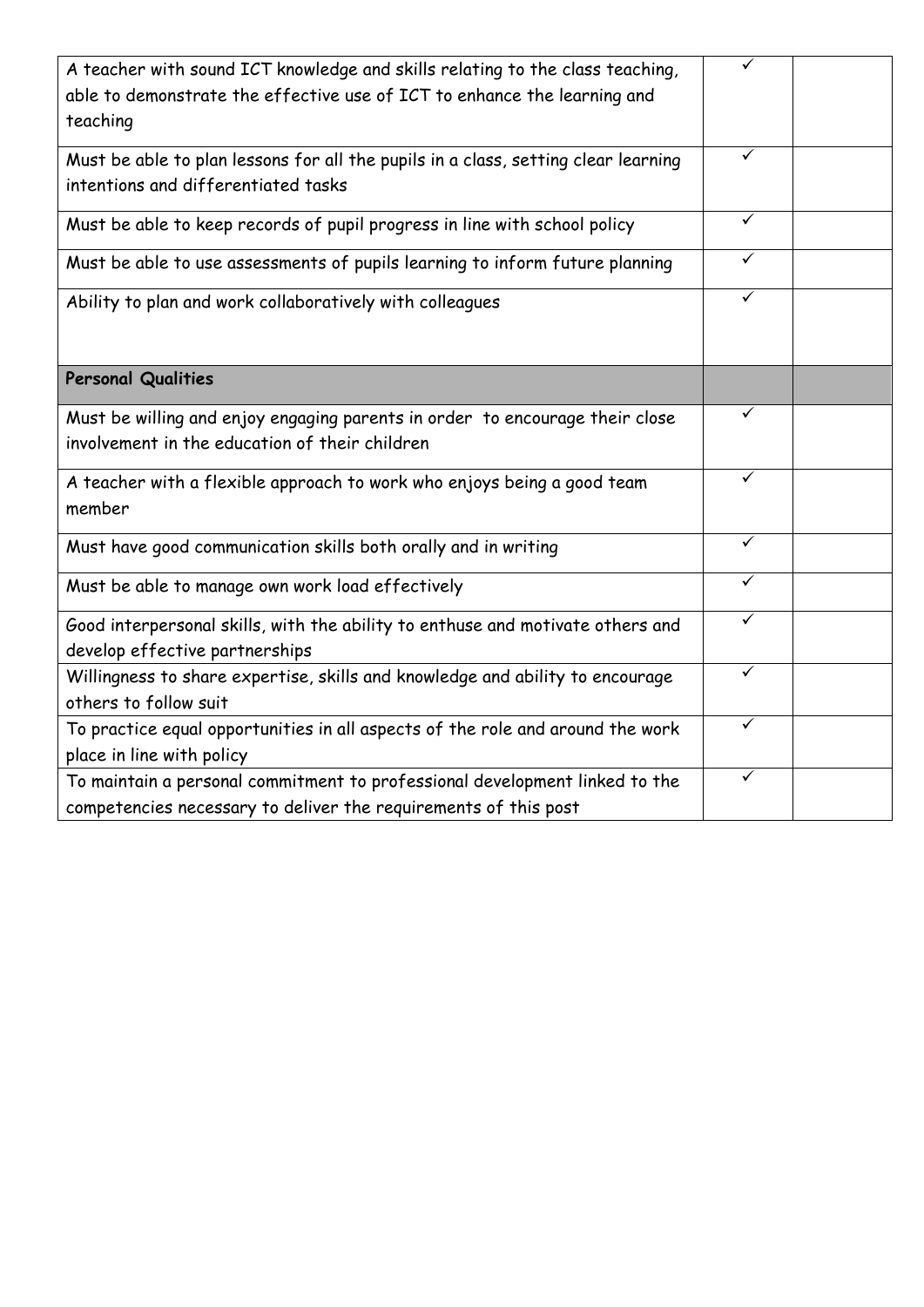| | | |
|---|---|---|
| A teacher with sound ICT knowledge and skills relating to the class teaching, able to demonstrate the effective use of ICT to enhance the learning and teaching | ✓ | |
| Must be able to plan lessons for all the pupils in a class, setting clear learning intentions and differentiated tasks | ✓ | |
| Must be able to keep records of pupil progress in line with school policy | ✓ | |
| Must be able to use assessments of pupils learning to inform future planning | ✓ | |
| Ability to plan and work collaboratively with colleagues | ✓ | |
| **Personal Qualities** | | |
| Must be willing and enjoy engaging parents in order to encourage their close involvement in the education of their children | ✓ | |
| A teacher with a flexible approach to work who enjoys being a good team member | ✓ | |
| Must have good communication skills both orally and in writing | ✓ | |
| Must be able to manage own work load effectively | ✓ | |
| Good interpersonal skills, with the ability to enthuse and motivate others and develop effective partnerships | ✓ | |
| Willingness to share expertise, skills and knowledge and ability to encourage others to follow suit | ✓ | |
| To practice equal opportunities in all aspects of the role and around the work place in line with policy | ✓ | |
| To maintain a personal commitment to professional development linked to the competencies necessary to deliver the requirements of this post | ✓ | |